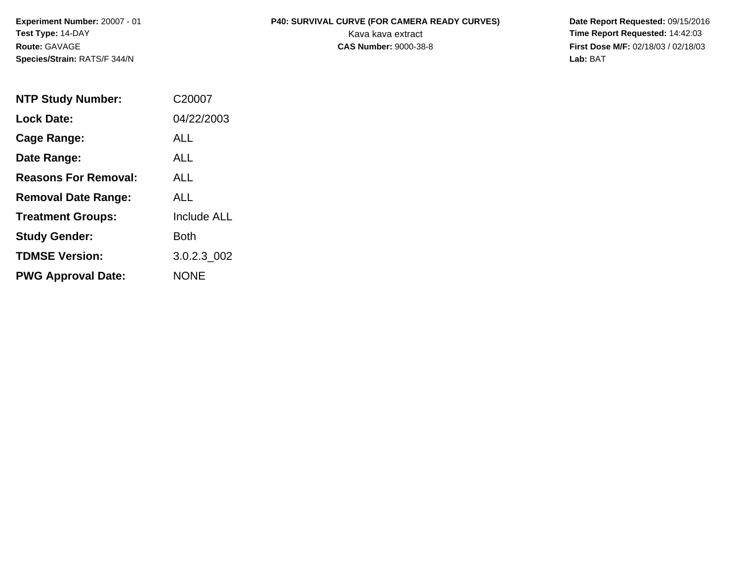**Experiment Number:** 20007 - 01
**Test Type:** 14-DAY
**Route:** GAVAGE
**Species/Strain:** RATS/F 344/N

**P40: SURVIVAL CURVE (FOR CAMERA READY CURVES)**
Kava kava extract
**CAS Number:** 9000-38-8

**Date Report Requested:** 09/15/2016
**Time Report Requested:** 14:42:03
**First Dose M/F:** 02/18/03 / 02/18/03
**Lab:** BAT

| | |
|---|---|
| **NTP Study Number:** | C20007 |
| **Lock Date:** | 04/22/2003 |
| **Cage Range:** | ALL |
| **Date Range:** | ALL |
| **Reasons For Removal:** | ALL |
| **Removal Date Range:** | ALL |
| **Treatment Groups:** | Include ALL |
| **Study Gender:** | Both |
| **TDMSE Version:** | 3.0.2.3_002 |
| **PWG Approval Date:** | NONE |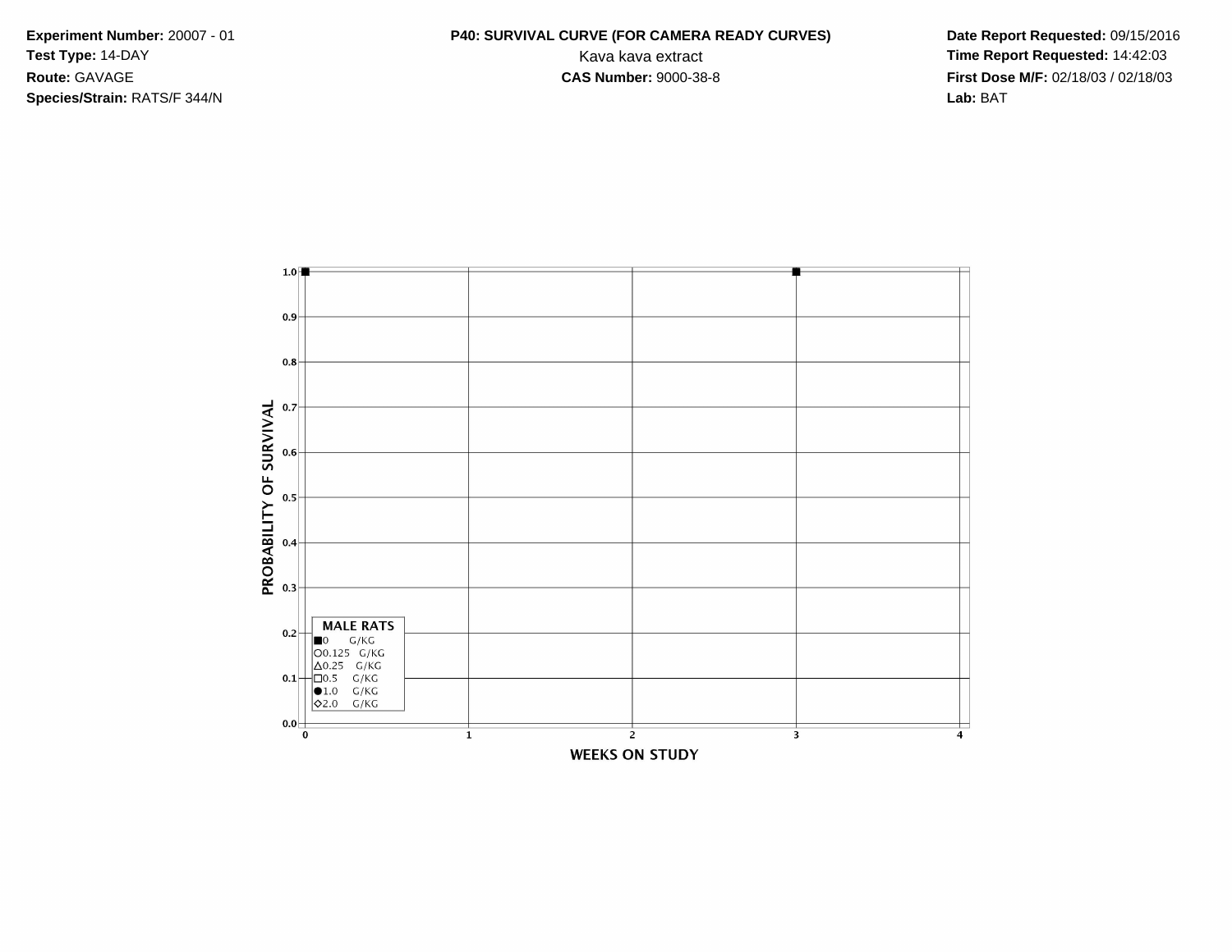**Experiment Number:** 20007 - 01
**Test Type:** 14-DAY
**Route:** GAVAGE
**Species/Strain:** RATS/F 344/N

**P40: SURVIVAL CURVE (FOR CAMERA READY CURVES)**
Kava kava extract
**CAS Number:** 9000-38-8

**Date Report Requested:** 09/15/2016
**Time Report Requested:** 14:42:03
**First Dose M/F:** 02/18/03 / 02/18/03
**Lab:** BAT

PROBABILITY OF SURVIVAL

1.0
0.9
0.8
0.7
0.6
0.5
0.4
0.3
0.2
0.1
0.0

0 1 2 3 4

WEEKS ON STUDY

**MALE RATS**
■0 G/KG
○0.125 G/KG
△0.25 G/KG
□0.5 G/KG
●1.0 G/KG
◇2.0 G/KG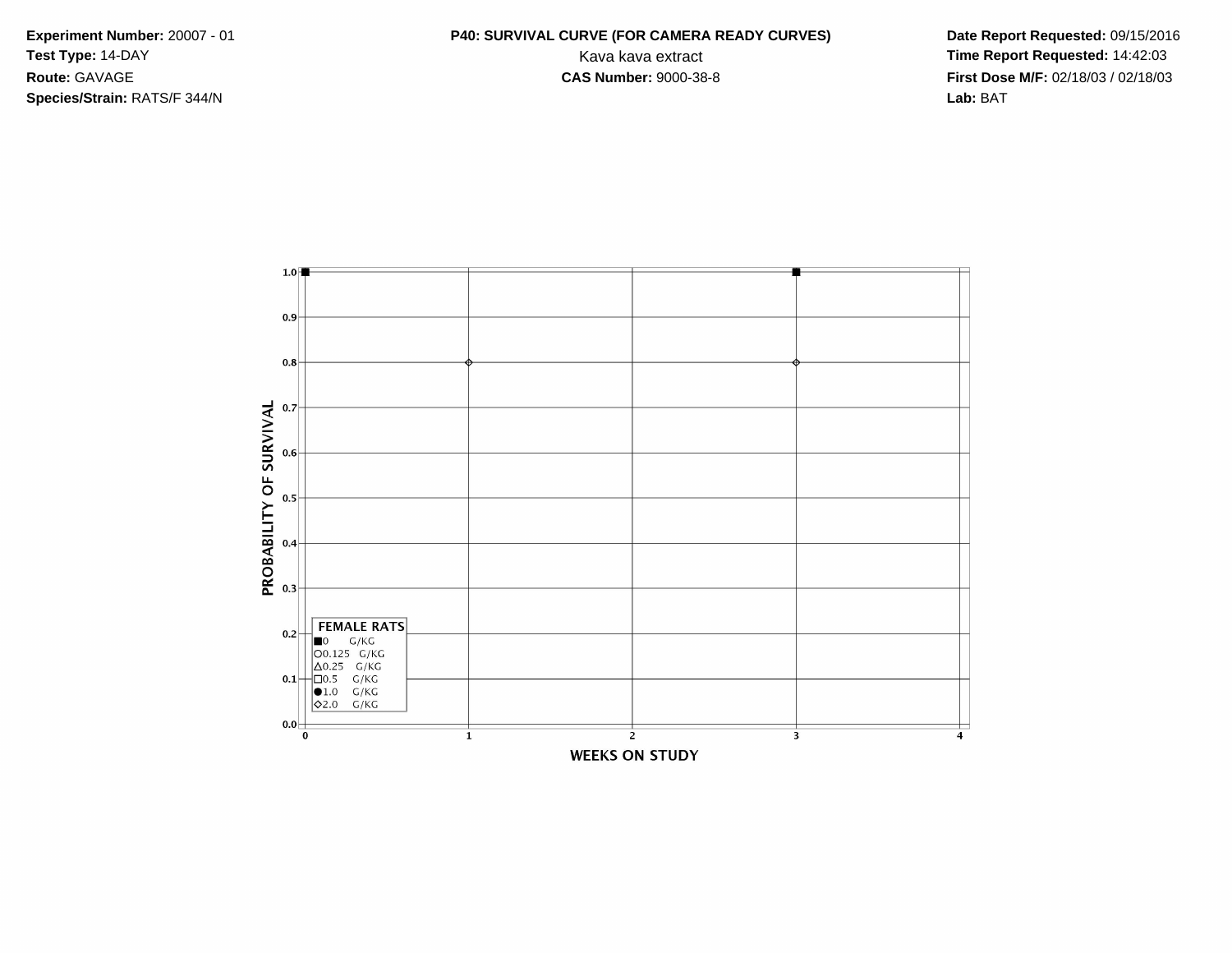**Experiment Number:** 20007 - 01

**Test Type:** 14-DAY

**Route:** GAVAGE

**Species/Strain:** RATS/F 344/N

**P40: SURVIVAL CURVE (FOR CAMERA READY CURVES)**

Kava kava extract

**CAS Number:** 9000-38-8

**Date Report Requested:** 09/15/2016

**Time Report Requested:** 14:42:03

**First Dose M/F:** 02/18/03 / 02/18/03

**Lab:** BAT

PROBABILITY OF SURVIVAL

1.0
0.9
0.8
0.7
0.6
0.5
0.4
0.3
0.2
0.1
0.0

0
1
2
3
4

WEEKS ON STUDY

FEMALE RATS
■0 G/KG
○0.125 G/KG
△0.25 G/KG
□0.5 G/KG
●1.0 G/KG
◇2.0 G/KG